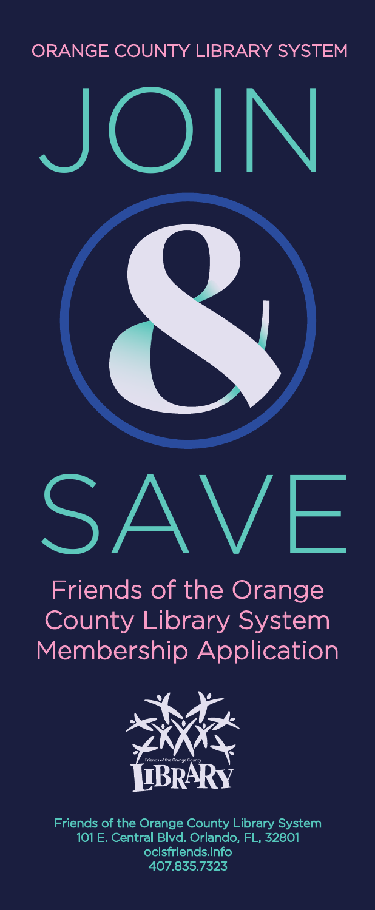ORANGE COUNTY LIBRARY SYSTEM

# JOIN & SAVE

## Friends of the Orange County Library System Membership Application

Friends of the Orange County Library

Friends of the Orange County Library System
101 E. Central Blvd. Orlando, FL, 32801
oclsfriends.info
407.835.7323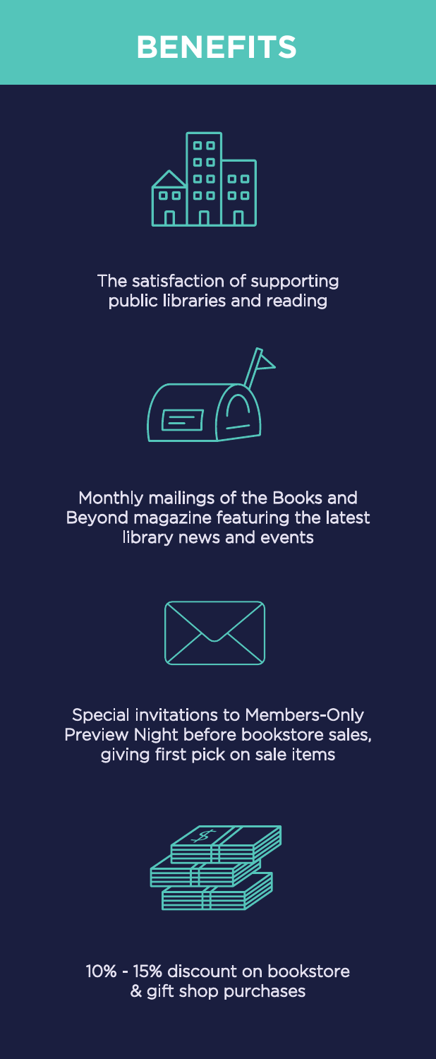# BENEFITS

- The satisfaction of supporting public libraries and reading
- Monthly mailings of the Books and Beyond magazine featuring the latest library news and events
- Special invitations to Members-Only Preview Night before bookstore sales, giving first pick on sale items
- 10% - 15% discount on bookstore & gift shop purchases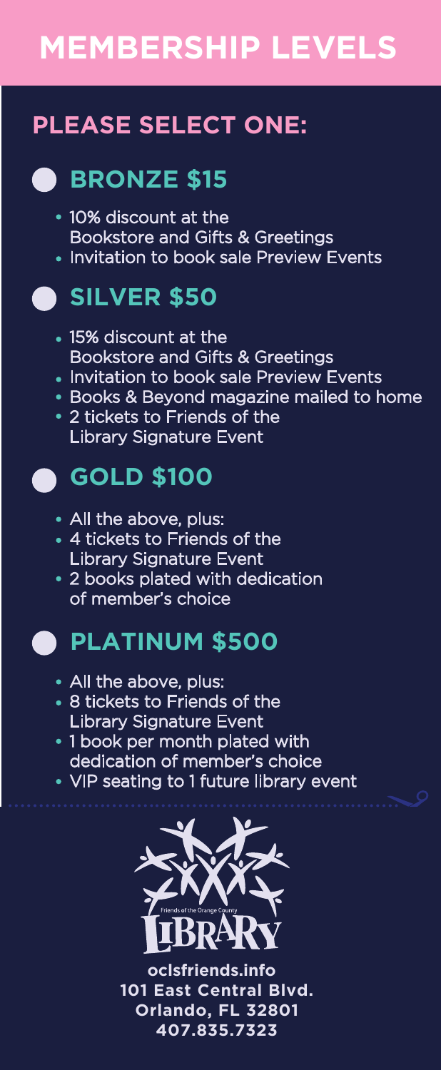# MEMBERSHIP LEVELS

## PLEASE SELECT ONE:

### BRONZE $15

- 10% discount at the Bookstore and Gifts & Greetings
- Invitation to book sale Preview Events

### SILVER $50

- 15% discount at the Bookstore and Gifts & Greetings
- Invitation to book sale Preview Events
- Books & Beyond magazine mailed to home
- 2 tickets to Friends of the Library Signature Event

### GOLD $100

- All the above, plus:
- 4 tickets to Friends of the Library Signature Event
- 2 books plated with dedication of member's choice

### PLATINUM $500

- All the above, plus:
- 8 tickets to Friends of the Library Signature Event
- 1 book per month plated with dedication of member's choice
- VIP seating to 1 future library event

Friends of the Orange County LIBRARY

**oclsfriends.info**
**101 East Central Blvd.**
**Orlando, FL 32801**
**407.835.7323**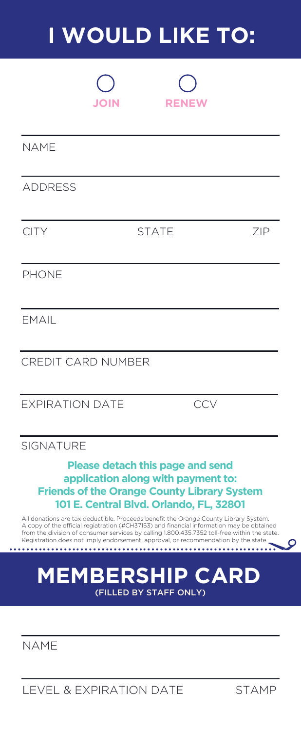# I WOULD LIKE TO:

- ○ JOIN
- ○ RENEW

NAME

ADDRESS

CITY STATE ZIP

PHONE

EMAIL

CREDIT CARD NUMBER

EXPIRATION DATE CCV

SIGNATURE

**Please detach this page and send application along with payment to:**
**Friends of the Orange County Library System**
**101 E. Central Blvd. Orlando, FL, 32801**

All donations are tax deductible. Proceeds benefit the Orange County Library System. A copy of the official regiatration (#CH37153) and financial information may be obtained from the division of consumer services by calling 1.800.435.7352 toll-free within the state. Registration does not imply endorsement, approval, or recommendation by the state.

# MEMBERSHIP CARD

(FILLED BY STAFF ONLY)

NAME

LEVEL & EXPIRATION DATE STAMP